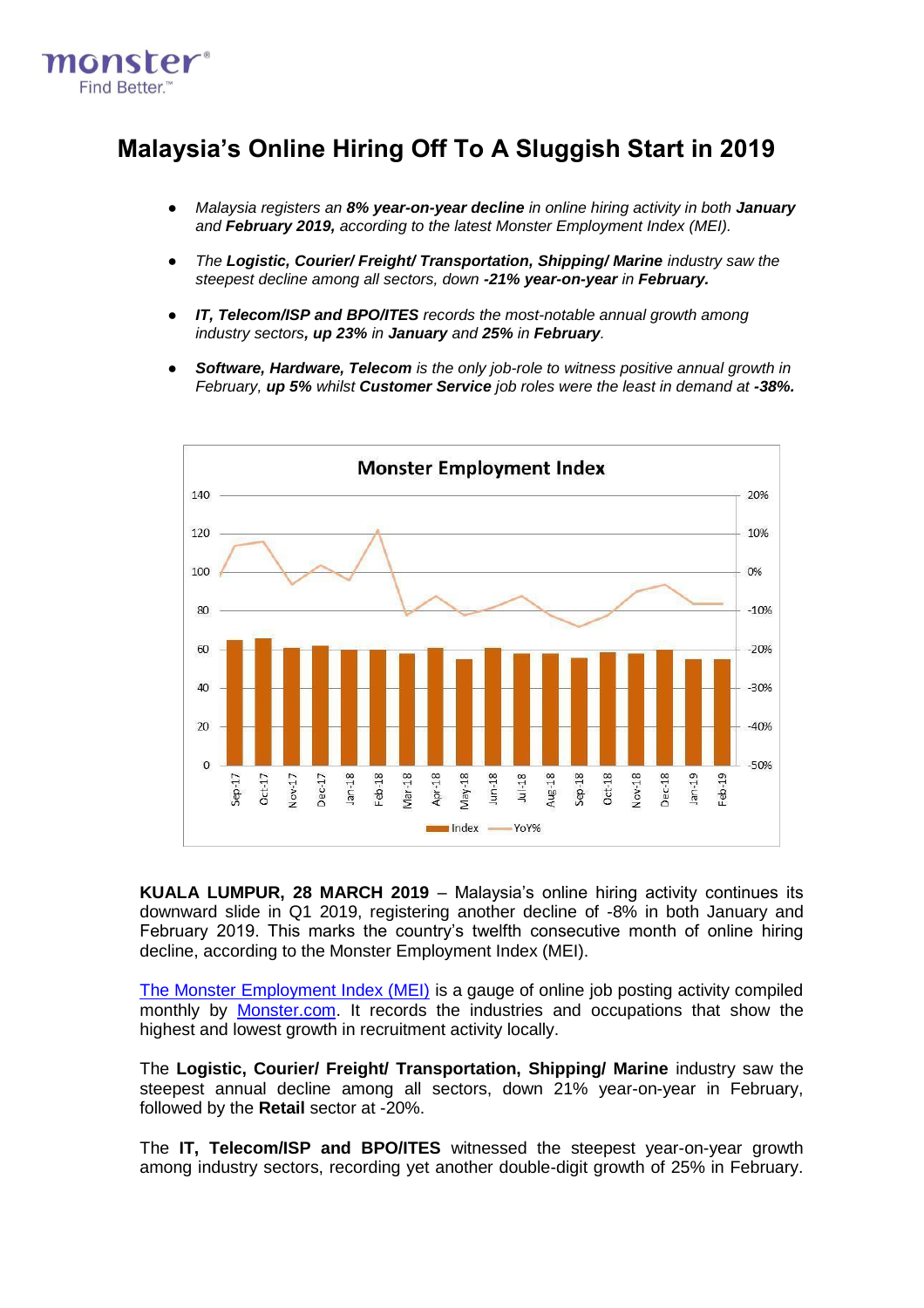monster® Find Better.™

# Malaysia's Online Hiring Off To A Sluggish Start in 2019

- *Malaysia registers an **8% year-on-year decline** in online hiring activity in both **January** and **February 2019,** according to the latest Monster Employment Index (MEI).*
- *The **Logistic, Courier/ Freight/ Transportation, Shipping/ Marine** industry saw the steepest decline among all sectors, down **-21% year-on-year** in **February.***
- ***IT, Telecom/ISP and BPO/ITES** records the most-notable annual growth among industry sectors**, up 23%** in **January** and **25%** in **February**.*
- ***Software, Hardware, Telecom** is the only job-role to witness positive annual growth in February, **up 5%** whilst **Customer Service** job roles were the least in demand at **-38%.***

**KUALA LUMPUR, 28 MARCH 2019** – Malaysia's online hiring activity continues its downward slide in Q1 2019, registering another decline of -8% in both January and February 2019. This marks the country's twelfth consecutive month of online hiring decline, according to the Monster Employment Index (MEI).

[The Monster Employment Index (MEI)](#) is a gauge of online job posting activity compiled monthly by [Monster.com](#). It records the industries and occupations that show the highest and lowest growth in recruitment activity locally.

The **Logistic, Courier/ Freight/ Transportation, Shipping/ Marine** industry saw the steepest annual decline among all sectors, down 21% year-on-year in February, followed by the **Retail** sector at -20%.

The **IT, Telecom/ISP and BPO/ITES** witnessed the steepest year-on-year growth among industry sectors, recording yet another double-digit growth of 25% in February.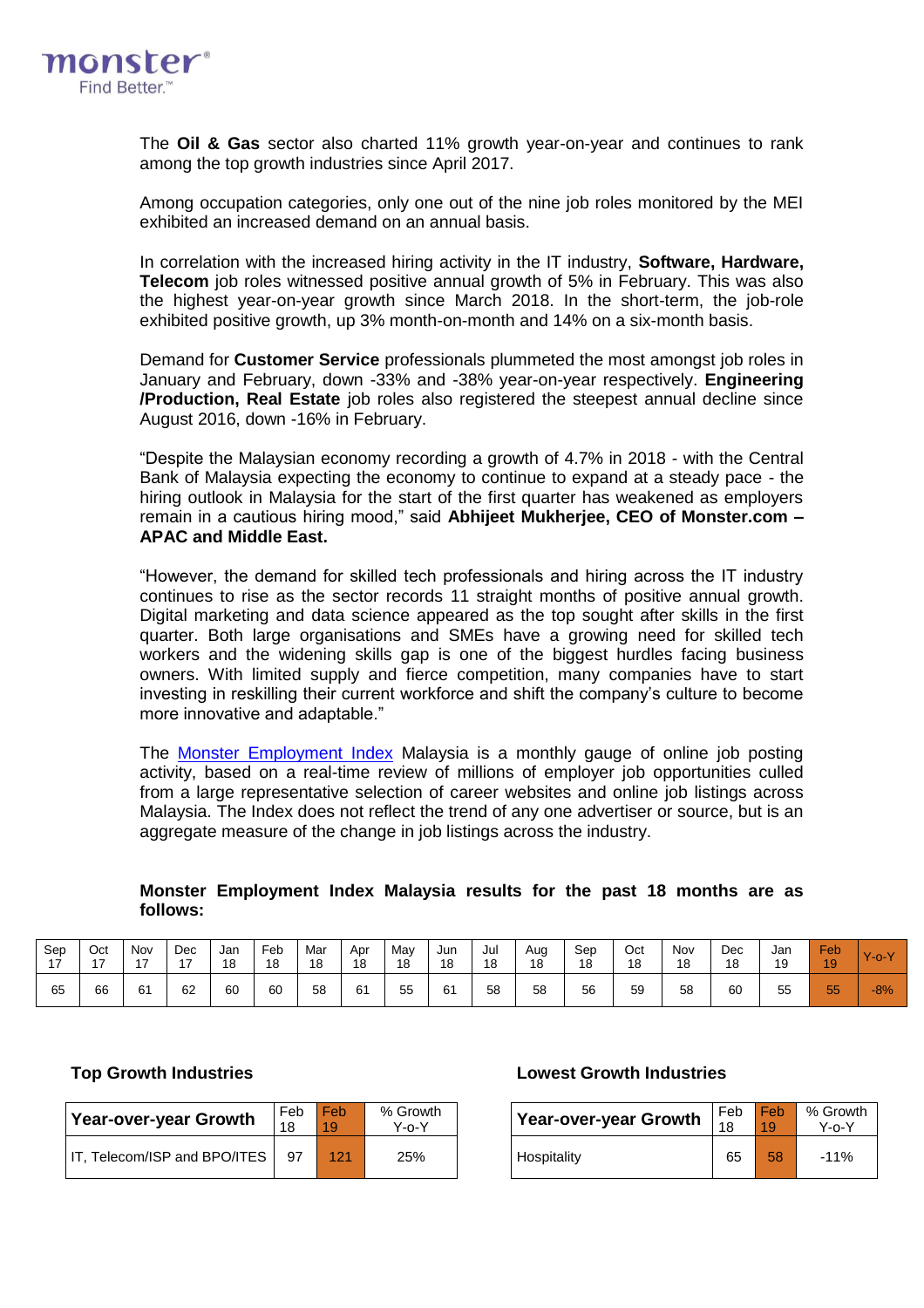The **Oil & Gas** sector also charted 11% growth year-on-year and continues to rank among the top growth industries since April 2017.

Among occupation categories, only one out of the nine job roles monitored by the MEI exhibited an increased demand on an annual basis.

In correlation with the increased hiring activity in the IT industry, **Software, Hardware, Telecom** job roles witnessed positive annual growth of 5% in February. This was also the highest year-on-year growth since March 2018. In the short-term, the job-role exhibited positive growth, up 3% month-on-month and 14% on a six-month basis.

Demand for **Customer Service** professionals plummeted the most amongst job roles in January and February, down -33% and -38% year-on-year respectively. **Engineering /Production, Real Estate** job roles also registered the steepest annual decline since August 2016, down -16% in February.

"Despite the Malaysian economy recording a growth of 4.7% in 2018 - with the Central Bank of Malaysia expecting the economy to continue to expand at a steady pace - the hiring outlook in Malaysia for the start of the first quarter has weakened as employers remain in a cautious hiring mood," said **Abhijeet Mukherjee, CEO of Monster.com – APAC and Middle East.**

"However, the demand for skilled tech professionals and hiring across the IT industry continues to rise as the sector records 11 straight months of positive annual growth. Digital marketing and data science appeared as the top sought after skills in the first quarter. Both large organisations and SMEs have a growing need for skilled tech workers and the widening skills gap is one of the biggest hurdles facing business owners. With limited supply and fierce competition, many companies have to start investing in reskilling their current workforce and shift the company's culture to become more innovative and adaptable."

The Monster Employment Index Malaysia is a monthly gauge of online job posting activity, based on a real-time review of millions of employer job opportunities culled from a large representative selection of career websites and online job listings across Malaysia. The Index does not reflect the trend of any one advertiser or source, but is an aggregate measure of the change in job listings across the industry.

**Monster Employment Index Malaysia results for the past 18 months are as follows:**

| Sep 17 | Oct 17 | Nov 17 | Dec 17 | Jan 18 | Feb 18 | Mar 18 | Apr 18 | May 18 | Jun 18 | Jul 18 | Aug 18 | Sep 18 | Oct 18 | Nov 18 | Dec 18 | Jan 19 | Feb 19 | Y-o-Y |
|---|---|---|---|---|---|---|---|---|---|---|---|---|---|---|---|---|---|---|
| 65 | 66 | 61 | 62 | 60 | 60 | 58 | 61 | 55 | 61 | 58 | 58 | 56 | 59 | 58 | 60 | 55 | 55 | -8% |

**Top Growth Industries**

| Year-over-year Growth | Feb 18 | Feb 19 | % Growth Y-o-Y |
|---|---|---|---|
| IT, Telecom/ISP and BPO/ITES | 97 | 121 | 25% |

**Lowest Growth Industries**

| Year-over-year Growth | Feb 18 | Feb 19 | % Growth Y-o-Y |
|---|---|---|---|
| Hospitality | 65 | 58 | -11% |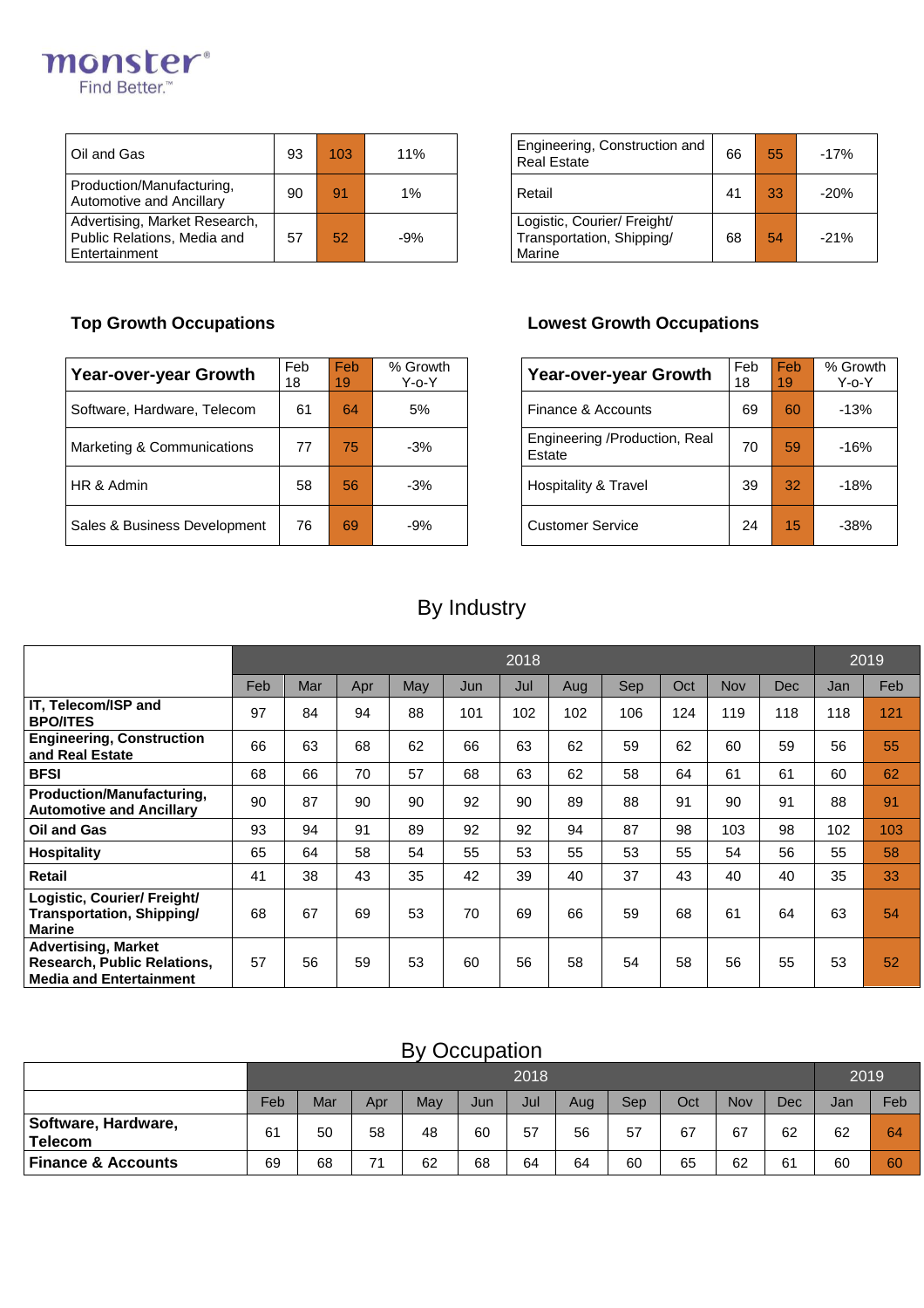| Oil and Gas | 93 | 103 | 11% |
|---|---|---|---|
| Production/Manufacturing, Automotive and Ancillary | 90 | 91 | 1% |
| Advertising, Market Research, Public Relations, Media and Entertainment | 57 | 52 | -9% |

| Engineering, Construction and Real Estate | 66 | 55 | -17% |
|---|---|---|---|
| Retail | 41 | 33 | -20% |
| Logistic, Courier/ Freight/ Transportation, Shipping/ Marine | 68 | 54 | -21% |

### Top Growth Occupations

| Year-over-year Growth | Feb 18 | Feb 19 | % Growth Y-o-Y |
|---|---|---|---|
| Software, Hardware, Telecom | 61 | 64 | 5% |
| Marketing & Communications | 77 | 75 | -3% |
| HR & Admin | 58 | 56 | -3% |
| Sales & Business Development | 76 | 69 | -9% |

### Lowest Growth Occupations

| Year-over-year Growth | Feb 18 | Feb 19 | % Growth Y-o-Y |
|---|---|---|---|
| Finance & Accounts | 69 | 60 | -13% |
| Engineering /Production, Real Estate | 70 | 59 | -16% |
| Hospitality & Travel | 39 | 32 | -18% |
| Customer Service | 24 | 15 | -38% |

## By Industry

| | 2018 | | | | | | | | | | | 2019 | |
|---|---|---|---|---|---|---|---|---|---|---|---|---|---|
| | Feb | Mar | Apr | May | Jun | Jul | Aug | Sep | Oct | Nov | Dec | Jan | Feb |
| **IT, Telecom/ISP and BPO/ITES** | 97 | 84 | 94 | 88 | 101 | 102 | 102 | 106 | 124 | 119 | 118 | 118 | 121 |
| **Engineering, Construction and Real Estate** | 66 | 63 | 68 | 62 | 66 | 63 | 62 | 59 | 62 | 60 | 59 | 56 | 55 |
| **BFSI** | 68 | 66 | 70 | 57 | 68 | 63 | 62 | 58 | 64 | 61 | 61 | 60 | 62 |
| **Production/Manufacturing, Automotive and Ancillary** | 90 | 87 | 90 | 90 | 92 | 90 | 89 | 88 | 91 | 90 | 91 | 88 | 91 |
| **Oil and Gas** | 93 | 94 | 91 | 89 | 92 | 92 | 94 | 87 | 98 | 103 | 98 | 102 | 103 |
| **Hospitality** | 65 | 64 | 58 | 54 | 55 | 53 | 55 | 53 | 55 | 54 | 56 | 55 | 58 |
| **Retail** | 41 | 38 | 43 | 35 | 42 | 39 | 40 | 37 | 43 | 40 | 40 | 35 | 33 |
| **Logistic, Courier/ Freight/ Transportation, Shipping/ Marine** | 68 | 67 | 69 | 53 | 70 | 69 | 66 | 59 | 68 | 61 | 64 | 63 | 54 |
| **Advertising, Market Research, Public Relations, Media and Entertainment** | 57 | 56 | 59 | 53 | 60 | 56 | 58 | 54 | 58 | 56 | 55 | 53 | 52 |

## By Occupation

| | 2018 | | | | | | | | | | | 2019 | |
|---|---|---|---|---|---|---|---|---|---|---|---|---|---|
| | Feb | Mar | Apr | May | Jun | Jul | Aug | Sep | Oct | Nov | Dec | Jan | Feb |
| **Software, Hardware, Telecom** | 61 | 50 | 58 | 48 | 60 | 57 | 56 | 57 | 67 | 67 | 62 | 62 | 64 |
| **Finance & Accounts** | 69 | 68 | 71 | 62 | 68 | 64 | 64 | 60 | 65 | 62 | 61 | 60 | 60 |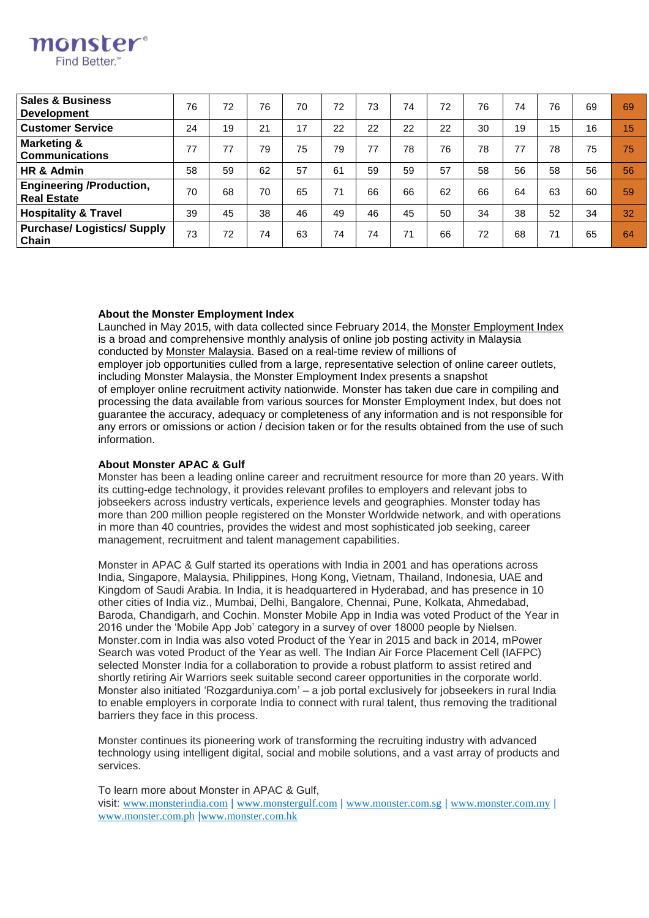| | | | | | | | | | | | | | |
|---|---|---|---|---|---|---|---|---|---|---|---|---|---|
| **Sales & Business Development** | 76 | 72 | 76 | 70 | 72 | 73 | 74 | 72 | 76 | 74 | 76 | 69 | 69 |
| **Customer Service** | 24 | 19 | 21 | 17 | 22 | 22 | 22 | 22 | 30 | 19 | 15 | 16 | 15 |
| **Marketing & Communications** | 77 | 77 | 79 | 75 | 79 | 77 | 78 | 76 | 78 | 77 | 78 | 75 | 75 |
| **HR & Admin** | 58 | 59 | 62 | 57 | 61 | 59 | 59 | 57 | 58 | 56 | 58 | 56 | 56 |
| **Engineering /Production, Real Estate** | 70 | 68 | 70 | 65 | 71 | 66 | 66 | 62 | 66 | 64 | 63 | 60 | 59 |
| **Hospitality & Travel** | 39 | 45 | 38 | 46 | 49 | 46 | 45 | 50 | 34 | 38 | 52 | 34 | 32 |
| **Purchase/ Logistics/ Supply Chain** | 73 | 72 | 74 | 63 | 74 | 74 | 71 | 66 | 72 | 68 | 71 | 65 | 64 |

**About the Monster Employment Index**

Launched in May 2015, with data collected since February 2014, the Monster Employment Index is a broad and comprehensive monthly analysis of online job posting activity in Malaysia conducted by Monster Malaysia. Based on a real-time review of millions of employer job opportunities culled from a large, representative selection of online career outlets, including Monster Malaysia, the Monster Employment Index presents a snapshot of employer online recruitment activity nationwide. Monster has taken due care in compiling and processing the data available from various sources for Monster Employment Index, but does not guarantee the accuracy, adequacy or completeness of any information and is not responsible for any errors or omissions or action / decision taken or for the results obtained from the use of such information.

**About Monster APAC & Gulf**

Monster has been a leading online career and recruitment resource for more than 20 years. With its cutting-edge technology, it provides relevant profiles to employers and relevant jobs to jobseekers across industry verticals, experience levels and geographies. Monster today has more than 200 million people registered on the Monster Worldwide network, and with operations in more than 40 countries, provides the widest and most sophisticated job seeking, career management, recruitment and talent management capabilities.

Monster in APAC & Gulf started its operations with India in 2001 and has operations across India, Singapore, Malaysia, Philippines, Hong Kong, Vietnam, Thailand, Indonesia, UAE and Kingdom of Saudi Arabia. In India, it is headquartered in Hyderabad, and has presence in 10 other cities of India viz., Mumbai, Delhi, Bangalore, Chennai, Pune, Kolkata, Ahmedabad, Baroda, Chandigarh, and Cochin. Monster Mobile App in India was voted Product of the Year in 2016 under the 'Mobile App Job' category in a survey of over 18000 people by Nielsen. Monster.com in India was also voted Product of the Year in 2015 and back in 2014, mPower Search was voted Product of the Year as well. The Indian Air Force Placement Cell (IAFPC) selected Monster India for a collaboration to provide a robust platform to assist retired and shortly retiring Air Warriors seek suitable second career opportunities in the corporate world. Monster also initiated 'Rozgarduniya.com' – a job portal exclusively for jobseekers in rural India to enable employers in corporate India to connect with rural talent, thus removing the traditional barriers they face in this process.

Monster continues its pioneering work of transforming the recruiting industry with advanced technology using intelligent digital, social and mobile solutions, and a vast array of products and services.

To learn more about Monster in APAC & Gulf,
visit: www.monsterindia.com | www.monstergulf.com | www.monster.com.sg | www.monster.com.my | www.monster.com.ph |www.monster.com.hk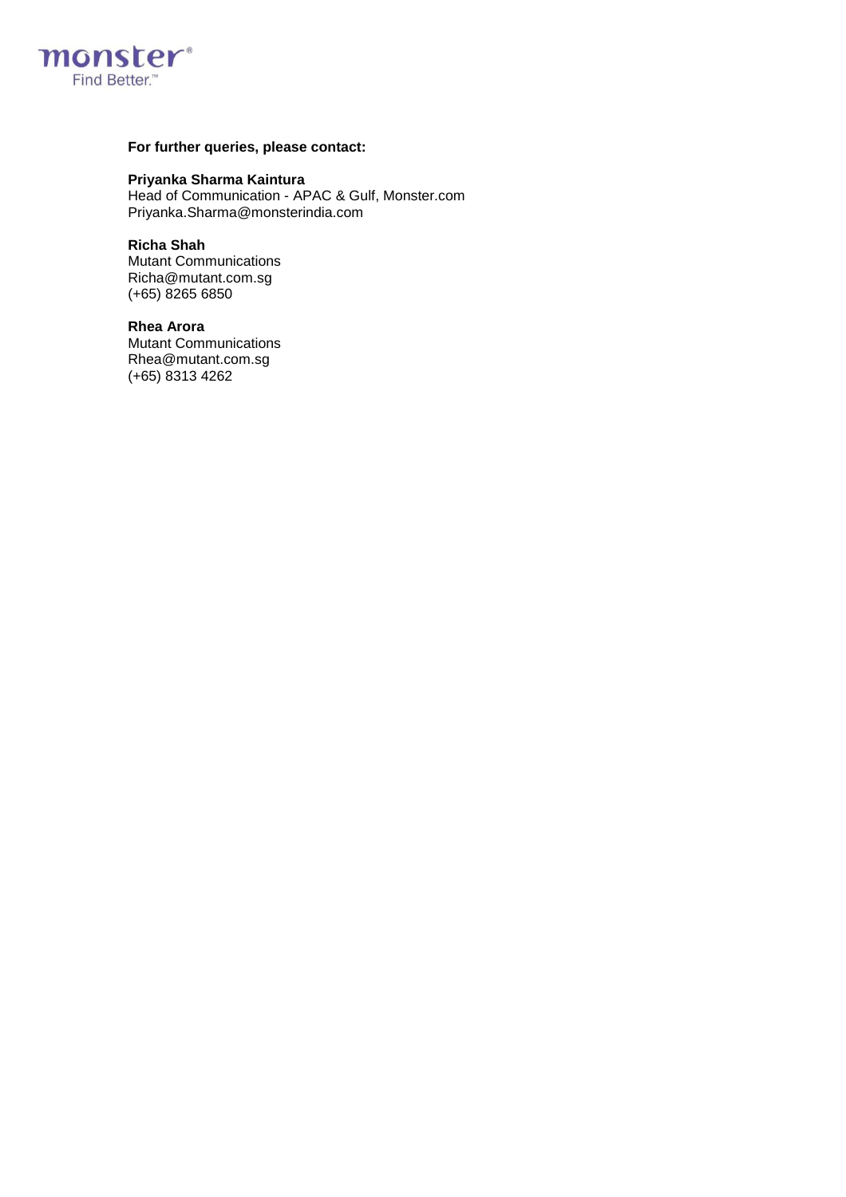**For further queries, please contact:**

**Priyanka Sharma Kaintura**
Head of Communication - APAC & Gulf, Monster.com
Priyanka.Sharma@monsterindia.com

**Richa Shah**
Mutant Communications
Richa@mutant.com.sg
(+65) 8265 6850

**Rhea Arora**
Mutant Communications
Rhea@mutant.com.sg
(+65) 8313 4262